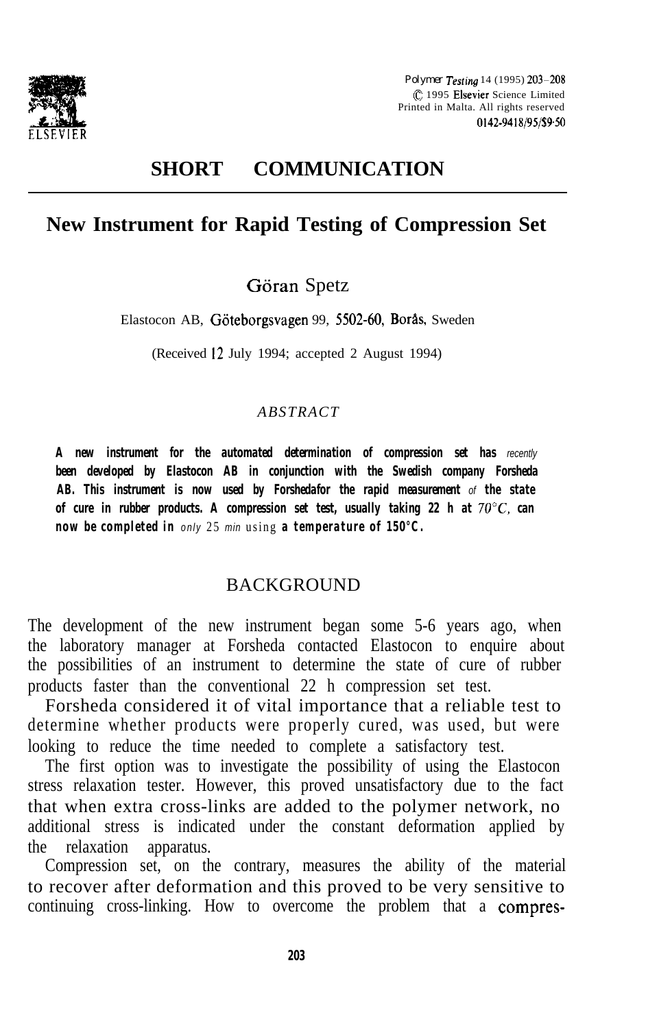## SHORT COMMUNICATION

# New Instrument for Rapid Testing of Compression Set

Göran Spetz

Elastocon AB, Göteborgsvagen 99, 5502-60, Borås, Sweden

(Received 12 July 1994; accepted 2 August 1994)

### *ABSTRACT*

**A new instrument for the automated determination of compression set has** *recently* **been developed by Elastocon AB in conjunction with the Swedish company Forsheda AB. This instrument is now used by Forshedafor the rapid measurement** *of* **the state of cure in rubber products. A compression set test, usually taking 22 h at** $70°C$, **can now be completed in** *only* 25 *min* using **a temperature of 150°C.**

## BACKGROUND

The development of the new instrument began some 5-6 years ago, when the laboratory manager at Forsheda contacted Elastocon to enquire about the possibilities of an instrument to determine the state of cure of rubber products faster than the conventional 22 h compression set test.

Forsheda considered it of vital importance that a reliable test to determine whether products were properly cured, was used, but were looking to reduce the time needed to complete a satisfactory test.

The first option was to investigate the possibility of using the Elastocon stress relaxation tester. However, this proved unsatisfactory due to the fact that when extra cross-links are added to the polymer network, no additional stress is indicated under the constant deformation applied by the relaxation apparatus.

Compression set, on the contrary, measures the ability of the material to recover after deformation and this proved to be very sensitive to continuing cross-linking. How to overcome the problem that a compres-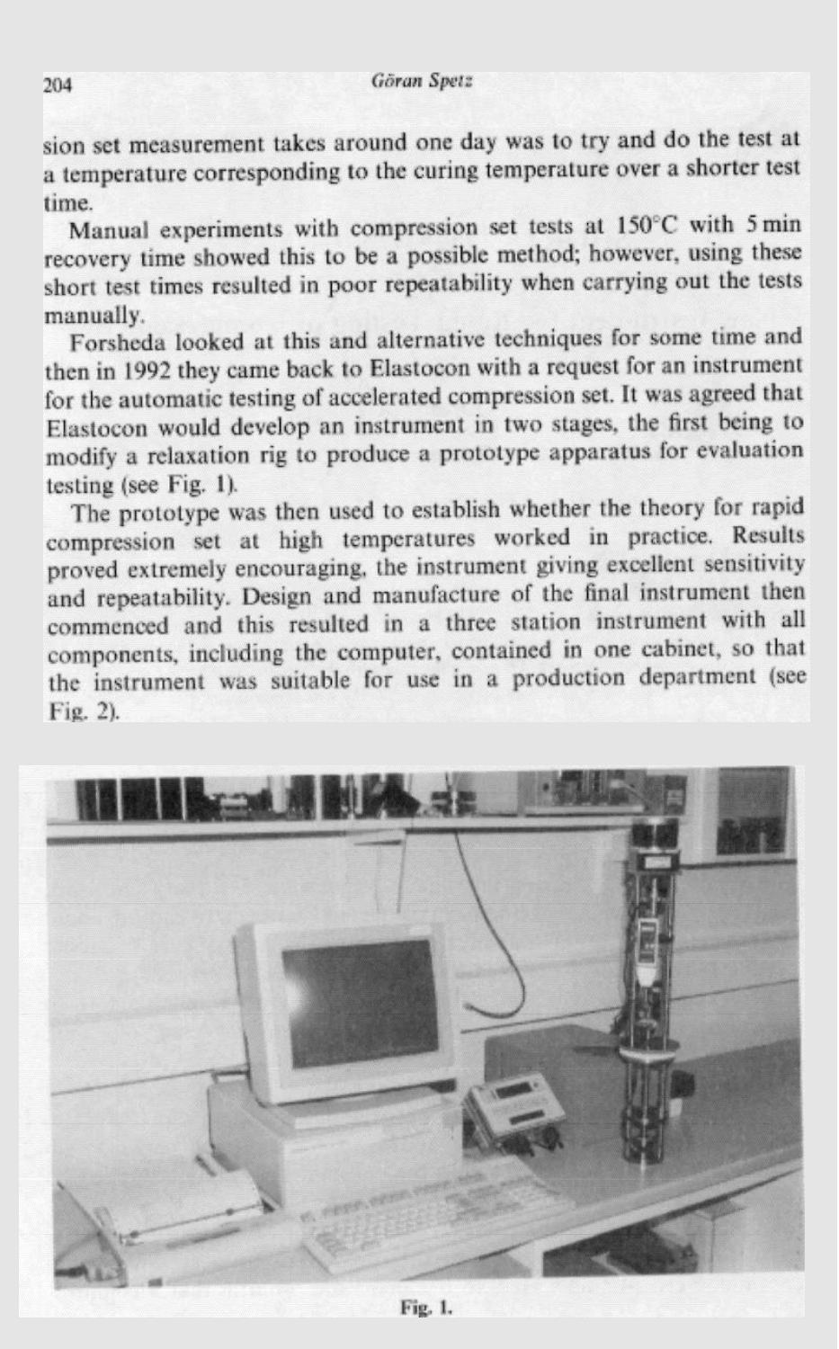sion set measurement takes around one day was to try and do the test at a temperature corresponding to the curing temperature over a shorter test time.

Manual experiments with compression set tests at 150°C with 5 min recovery time showed this to be a possible method; however, using these short test times resulted in poor repeatability when carrying out the tests manually.

Forsheda looked at this and alternative techniques for some time and then in 1992 they came back to Elastocon with a request for an instrument for the automatic testing of accelerated compression set. It was agreed that Elastocon would develop an instrument in two stages, the first being to modify a relaxation rig to produce a prototype apparatus for evaluation testing (see Fig. 1).

The prototype was then used to establish whether the theory for rapid compression set at high temperatures worked in practice. Results proved extremely encouraging, the instrument giving excellent sensitivity and repeatability. Design and manufacture of the final instrument then commenced and this resulted in a three station instrument with all components, including the computer, contained in one cabinet, so that the instrument was suitable for use in a production department (see Fig. 2).

Fig. 1.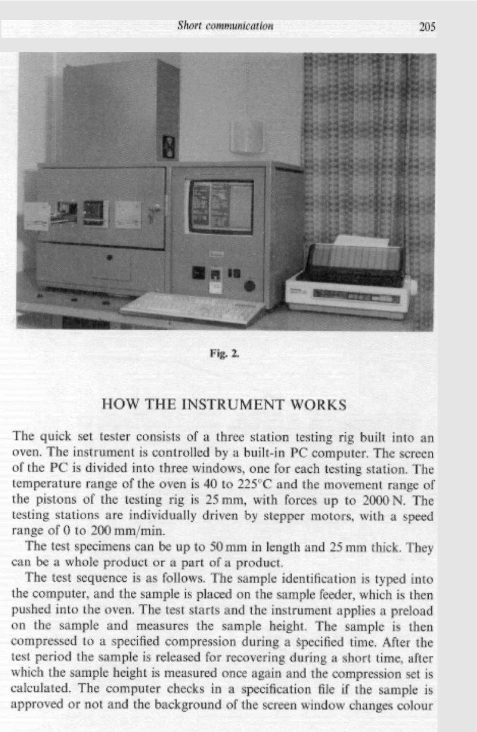Fig. 2.

## HOW THE INSTRUMENT WORKS

The quick set tester consists of a three station testing rig built into an oven. The instrument is controlled by a built-in PC computer. The screen of the PC is divided into three windows, one for each testing station. The temperature range of the oven is 40 to 225°C and the movement range of the pistons of the testing rig is 25 mm, with forces up to 2000 N. The testing stations are individually driven by stepper motors, with a speed range of 0 to 200 mm/min.

The test specimens can be up to 50 mm in length and 25 mm thick. They can be a whole product or a part of a product.

The test sequence is as follows. The sample identification is typed into the computer, and the sample is placed on the sample feeder, which is then pushed into the oven. The test starts and the instrument applies a preload on the sample and measures the sample height. The sample is then compressed to a specified compression during a specified time. After the test period the sample is released for recovering during a short time, after which the sample height is measured once again and the compression set is calculated. The computer checks in a specification file if the sample is approved or not and the background of the screen window changes colour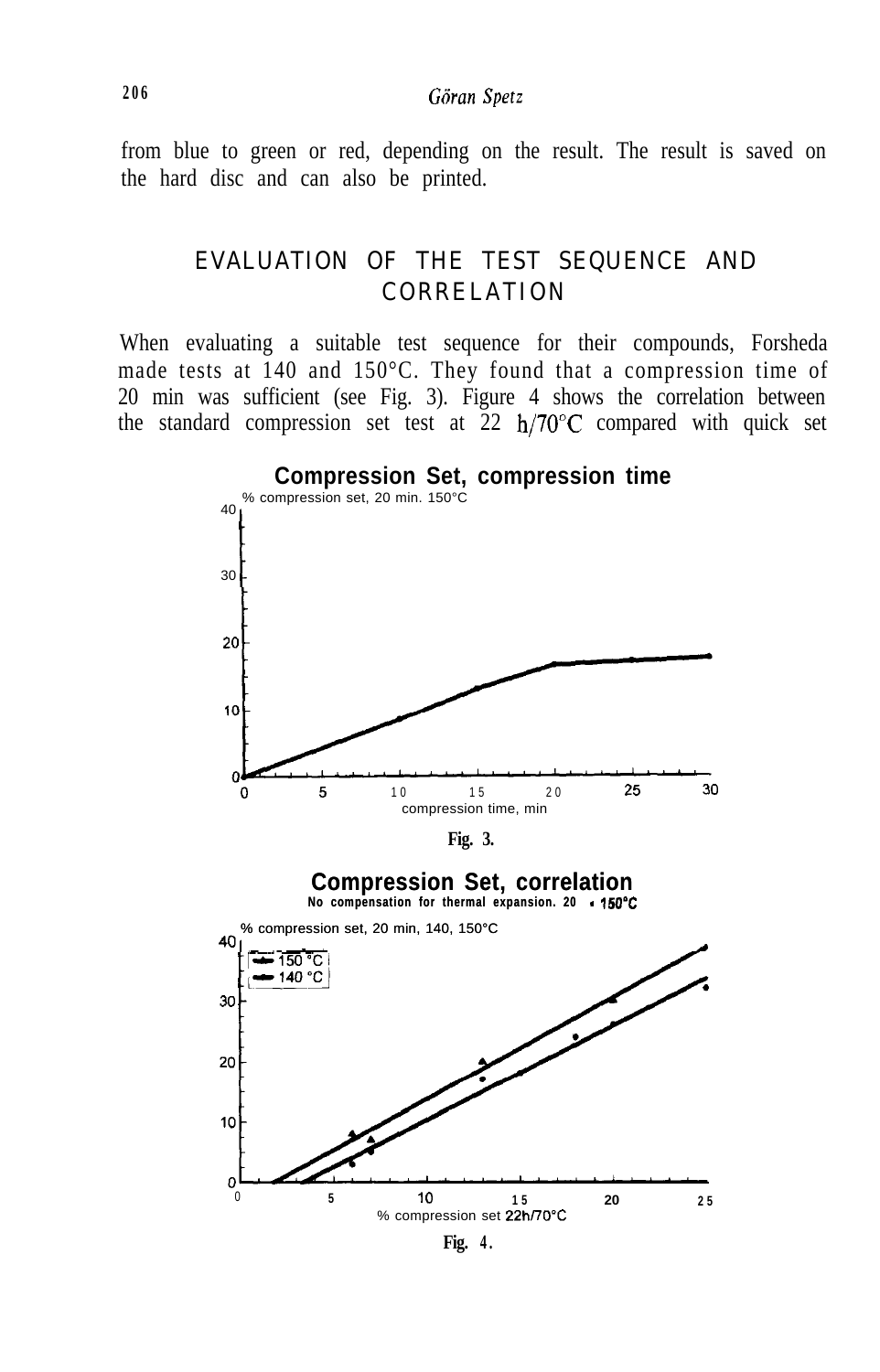from blue to green or red, depending on the result. The result is saved on the hard disc and can also be printed.

## EVALUATION OF THE TEST SEQUENCE AND CORRELATION

When evaluating a suitable test sequence for their compounds, Forsheda made tests at 140 and 150°C. They found that a compression time of 20 min was sufficient (see Fig. 3). Figure 4 shows the correlation between the standard compression set test at 22 h/70°C compared with quick set

**Compression Set, compression time**

% compression set, 20 min. 150°C

compression time, min

Fig. 3.

**Compression Set, correlation**

No compensation for thermal expansion. 20 • 150°C

% compression set, 20 min, 140, 150°C

150 °C
140 °C

% compression set 22h/70°C

Fig. 4.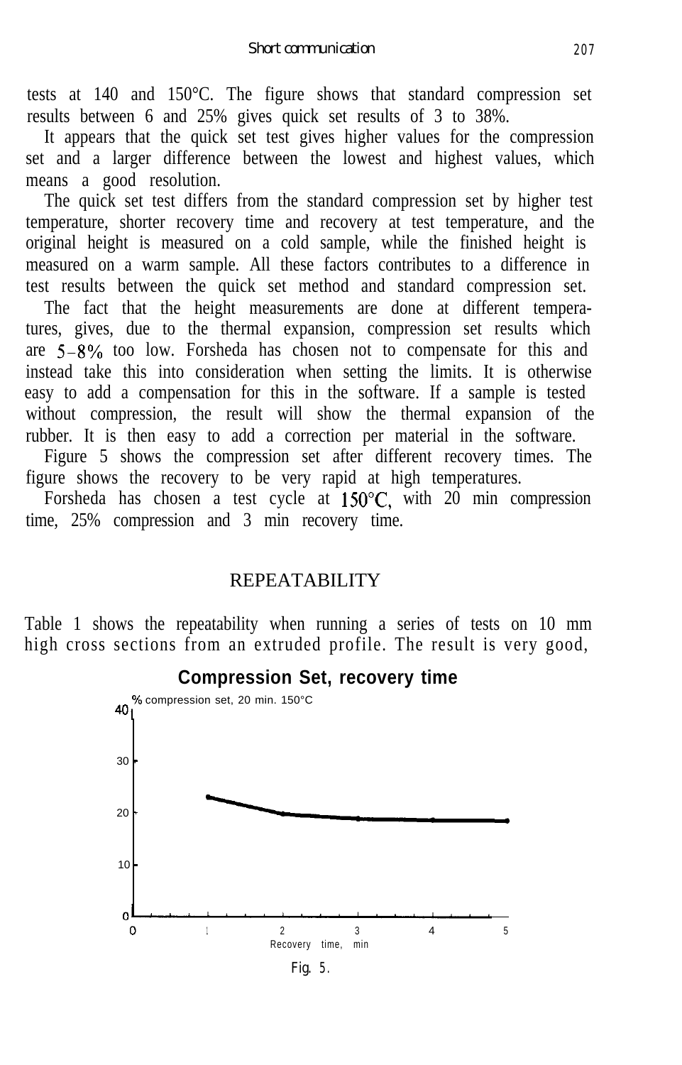tests at 140 and 150°C. The figure shows that standard compression set results between 6 and 25% gives quick set results of 3 to 38%.

It appears that the quick set test gives higher values for the compression set and a larger difference between the lowest and highest values, which means a good resolution.

The quick set test differs from the standard compression set by higher test temperature, shorter recovery time and recovery at test temperature, and the original height is measured on a cold sample, while the finished height is measured on a warm sample. All these factors contributes to a difference in test results between the quick set method and standard compression set.

The fact that the height measurements are done at different temperatures, gives, due to the thermal expansion, compression set results which are 5–8% too low. Forsheda has chosen not to compensate for this and instead take this into consideration when setting the limits. It is otherwise easy to add a compensation for this in the software. If a sample is tested without compression, the result will show the thermal expansion of the rubber. It is then easy to add a correction per material in the software.

Figure 5 shows the compression set after different recovery times. The figure shows the recovery to be very rapid at high temperatures.

Forsheda has chosen a test cycle at 150°C, with 20 min compression time, 25% compression and 3 min recovery time.

## REPEATABILITY

Table 1 shows the repeatability when running a series of tests on 10 mm high cross sections from an extruded profile. The result is very good,

**Compression Set, recovery time**

% compression set, 20 min. 150°C

Recovery time, min

Fig. 5.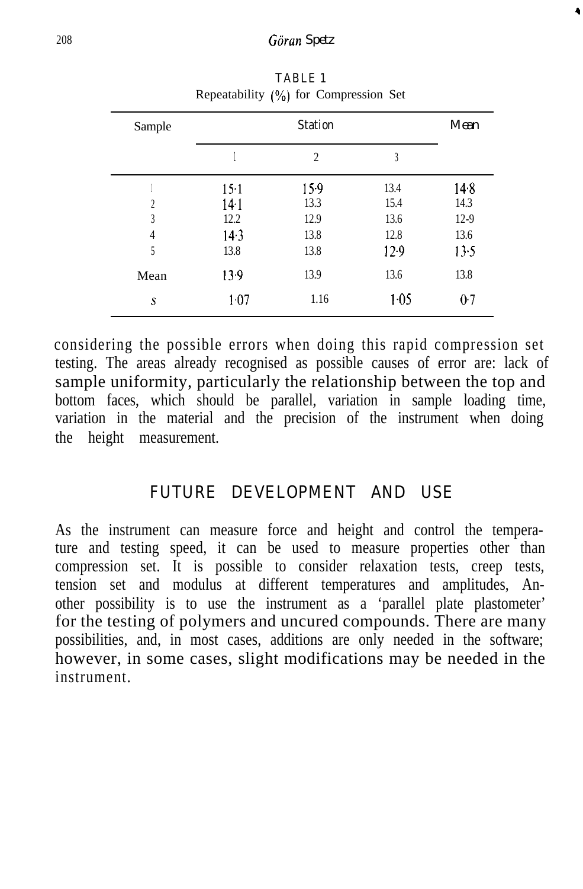TABLE 1
Repeatability (%) for Compression Set

| Sample | Station | | | Mean |
|---|---|---|---|---|
| | 1 | 2 | 3 | |
| 1 | 15·1 | 15·9 | 13.4 | 14·8 |
| 2 | 14·1 | 13.3 | 15.4 | 14.3 |
| 3 | 12.2 | 12.9 | 13.6 | 12-9 |
| 4 | 14·3 | 13.8 | 12.8 | 13.6 |
| 5 | 13.8 | 13.8 | 12·9 | 13·5 |
| Mean | 13·9 | 13.9 | 13.6 | 13.8 |
| $s$ | 1·07 | 1.16 | 1·05 | 0·7 |

considering the possible errors when doing this rapid compression set testing. The areas already recognised as possible causes of error are: lack of sample uniformity, particularly the relationship between the top and bottom faces, which should be parallel, variation in sample loading time, variation in the material and the precision of the instrument when doing the height measurement.

## FUTURE DEVELOPMENT AND USE

As the instrument can measure force and height and control the temperature and testing speed, it can be used to measure properties other than compression set. It is possible to consider relaxation tests, creep tests, tension set and modulus at different temperatures and amplitudes, Another possibility is to use the instrument as a 'parallel plate plastometer' for the testing of polymers and uncured compounds. There are many possibilities, and, in most cases, additions are only needed in the software; however, in some cases, slight modifications may be needed in the instrument.